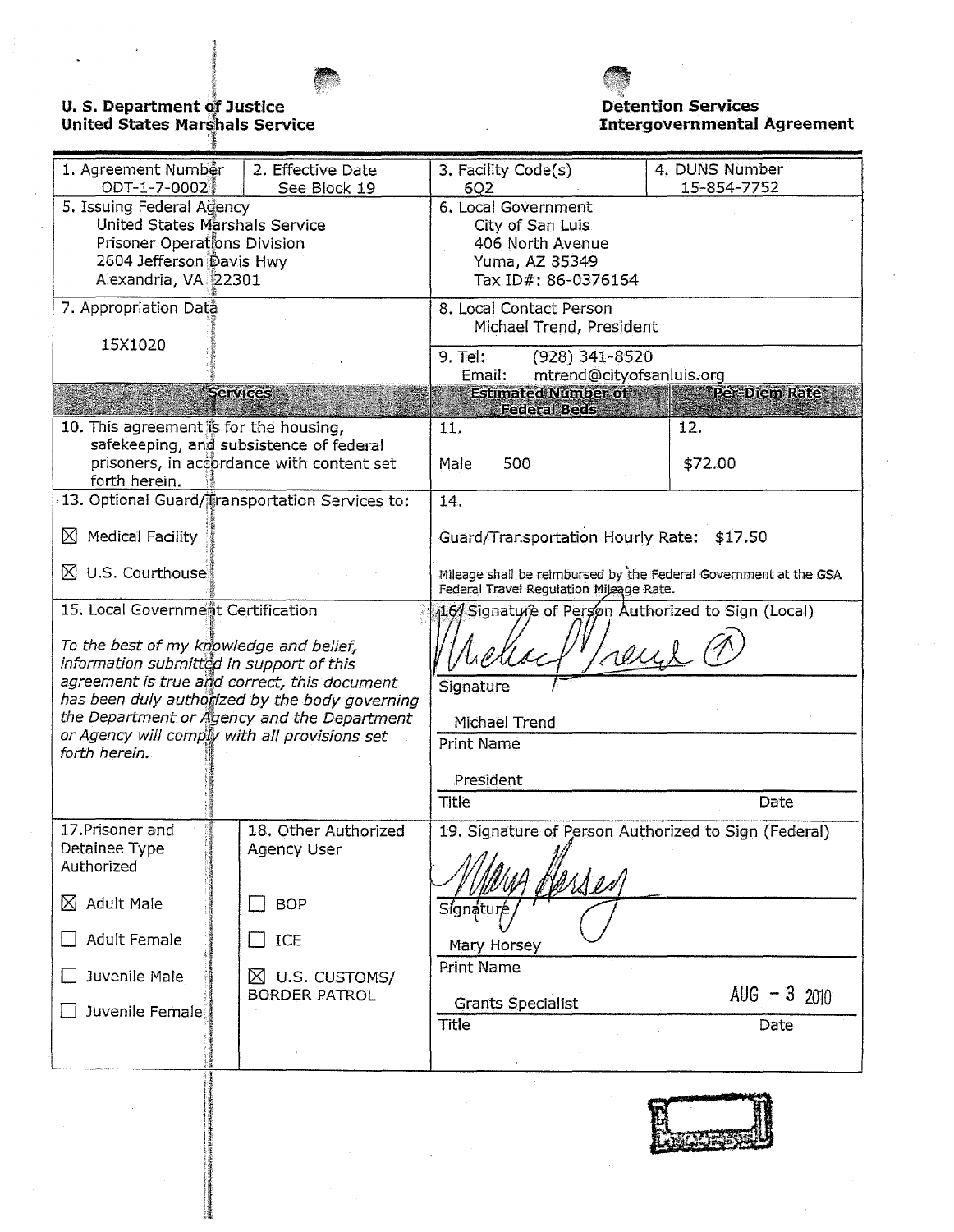**U. S. Department of Justice**
**United States Marshals Service**

**Detention Services**
**Intergovernmental Agreement**

| 1. Agreement Number<br>ODT-1-7-0002 | 2. Effective Date<br>See Block 19 | 3. Facility Code(s)<br>6Q2 | 4. DUNS Number<br>15-854-7752 |
|---|---|---|---|
| 5. Issuing Federal Agency<br>United States Marshals Service<br>Prisoner Operations Division<br>2604 Jefferson Davis Hwy<br>Alexandria, VA 22301 | | 6. Local Government<br>City of San Luis<br>406 North Avenue<br>Yuma, AZ 85349<br>Tax ID#: 86-0376164 | |
| 7. Appropriation Data<br>15X1020 | | 8. Local Contact Person<br>Michael Trend, President<br>9. Tel: (928) 341-8520<br>Email: mtrend@cityofsanluis.org | |
| **Services** | | **Estimated Number of Federal Beds** | **Per-Diem Rate** |
| 10. This agreement is for the housing, safekeeping, and subsistence of federal prisoners, in accordance with content set forth herein. | | 11.<br>Male 500 | 12.<br>$72.00 |
| 13. Optional Guard/Transportation Services to:<br>☒ Medical Facility<br>☒ U.S. Courthouse | | 14.<br>Guard/Transportation Hourly Rate: $17.50<br>Mileage shall be reimbursed by the Federal Government at the GSA Federal Travel Regulation Mileage Rate. | |
| 15. Local Government Certification<br>*To the best of my knowledge and belief, information submitted in support of this agreement is true and correct, this document has been duly authorized by the body governing the Department or Agency and the Department or Agency will comply with all provisions set forth herein.* | | 16. Signature of Person Authorized to Sign (Local)<br>[Signature]<br>Signature<br>Michael Trend<br>Print Name<br>President<br>Title / Date | |
| 17. Prisoner and Detainee Type Authorized<br>☒ Adult Male<br>☐ Adult Female<br>☐ Juvenile Male<br>☐ Juvenile Female | 18. Other Authorized Agency User<br>☐ BOP<br>☐ ICE<br>☒ U.S. CUSTOMS/ BORDER PATROL | 19. Signature of Person Authorized to Sign (Federal)<br>[Signature]<br>Signature<br>Mary Horsey<br>Print Name<br>Grants Specialist — AUG - 3 2010<br>Title / Date | |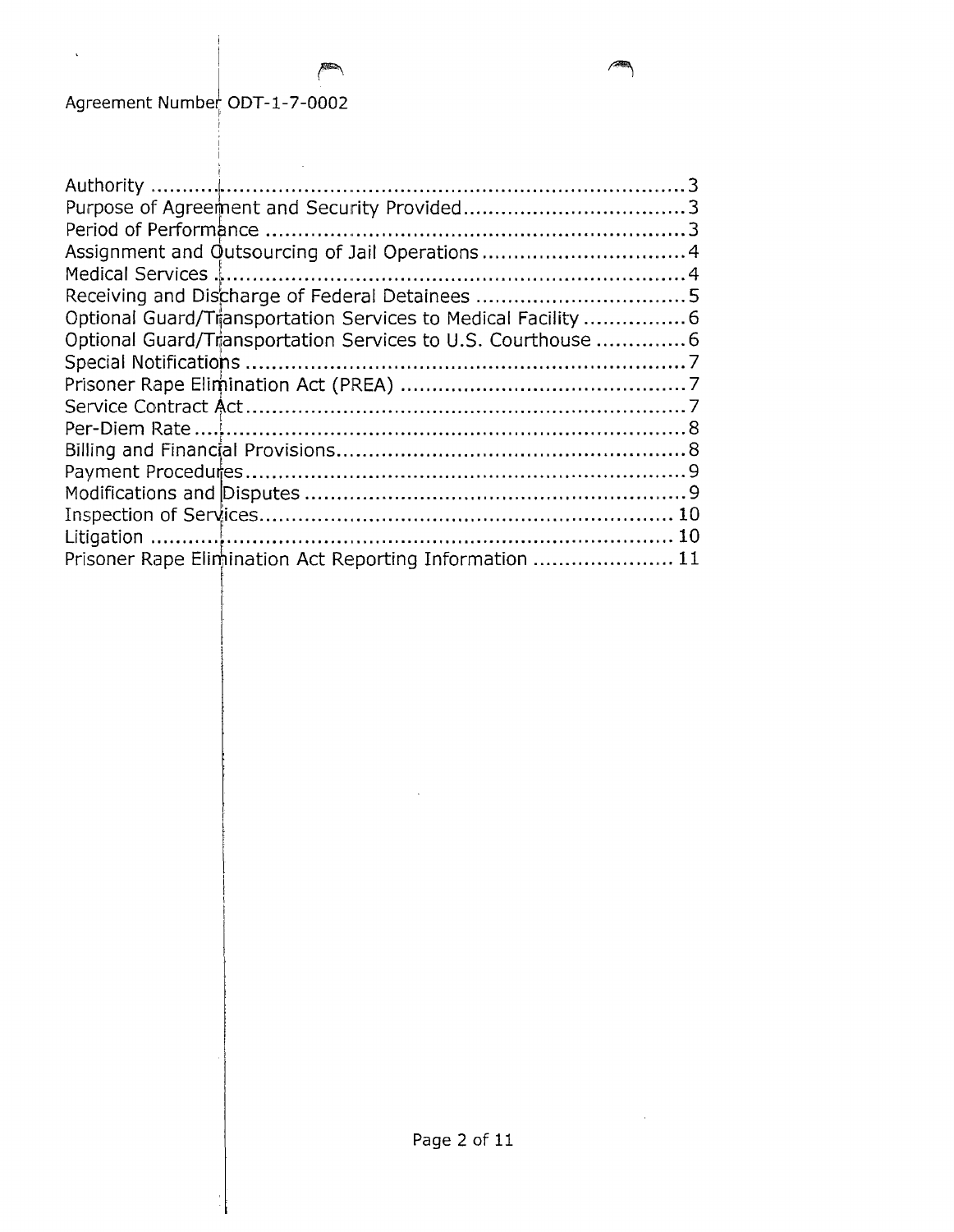Agreement Number ODT-1-7-0002

| Section | Page |
| --- | --- |
| Authority | 3 |
| Purpose of Agreement and Security Provided | 3 |
| Period of Performance | 3 |
| Assignment and Outsourcing of Jail Operations | 4 |
| Medical Services | 4 |
| Receiving and Discharge of Federal Detainees | 5 |
| Optional Guard/Transportation Services to Medical Facility | 6 |
| Optional Guard/Transportation Services to U.S. Courthouse | 6 |
| Special Notifications | 7 |
| Prisoner Rape Elimination Act (PREA) | 7 |
| Service Contract Act | 7 |
| Per-Diem Rate | 8 |
| Billing and Financial Provisions | 8 |
| Payment Procedures | 9 |
| Modifications and Disputes | 9 |
| Inspection of Services | 10 |
| Litigation | 10 |
| Prisoner Rape Elimination Act Reporting Information | 11 |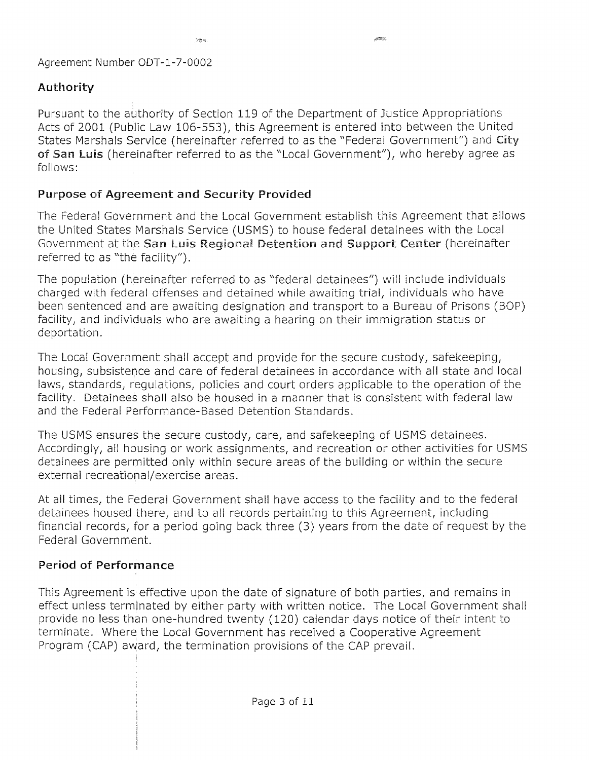Agreement Number ODT-1-7-0002

## Authority

Pursuant to the authority of Section 119 of the Department of Justice Appropriations Acts of 2001 (Public Law 106-553), this Agreement is entered into between the United States Marshals Service (hereinafter referred to as the "Federal Government") and **City of San Luis** (hereinafter referred to as the "Local Government"), who hereby agree as follows:

## Purpose of Agreement and Security Provided

The Federal Government and the Local Government establish this Agreement that allows the United States Marshals Service (USMS) to house federal detainees with the Local Government at the **San Luis Regional Detention and Support Center** (hereinafter referred to as "the facility").

The population (hereinafter referred to as "federal detainees") will include individuals charged with federal offenses and detained while awaiting trial, individuals who have been sentenced and are awaiting designation and transport to a Bureau of Prisons (BOP) facility, and individuals who are awaiting a hearing on their immigration status or deportation.

The Local Government shall accept and provide for the secure custody, safekeeping, housing, subsistence and care of federal detainees in accordance with all state and local laws, standards, regulations, policies and court orders applicable to the operation of the facility. Detainees shall also be housed in a manner that is consistent with federal law and the Federal Performance-Based Detention Standards.

The USMS ensures the secure custody, care, and safekeeping of USMS detainees. Accordingly, all housing or work assignments, and recreation or other activities for USMS detainees are permitted only within secure areas of the building or within the secure external recreational/exercise areas.

At all times, the Federal Government shall have access to the facility and to the federal detainees housed there, and to all records pertaining to this Agreement, including financial records, for a period going back three (3) years from the date of request by the Federal Government.

## Period of Performance

This Agreement is effective upon the date of signature of both parties, and remains in effect unless terminated by either party with written notice. The Local Government shall provide no less than one-hundred twenty (120) calendar days notice of their intent to terminate. Where the Local Government has received a Cooperative Agreement Program (CAP) award, the termination provisions of the CAP prevail.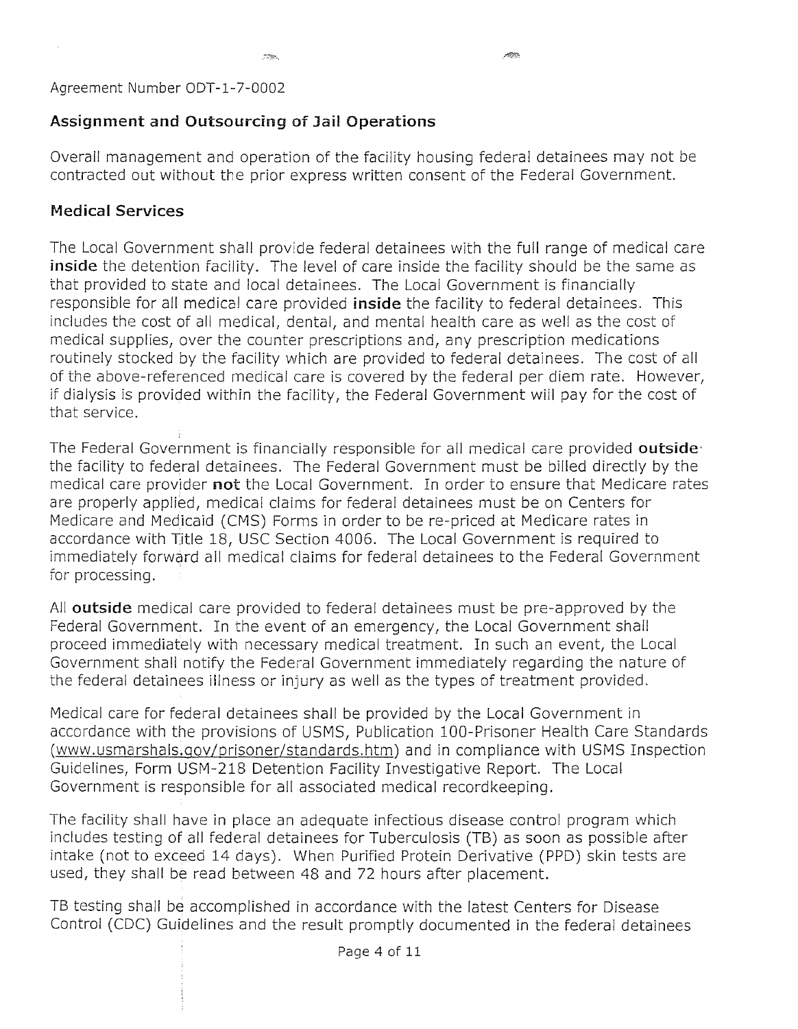Agreement Number ODT-1-7-0002

## Assignment and Outsourcing of Jail Operations

Overall management and operation of the facility housing federal detainees may not be contracted out without the prior express written consent of the Federal Government.

## Medical Services

The Local Government shall provide federal detainees with the full range of medical care **inside** the detention facility. The level of care inside the facility should be the same as that provided to state and local detainees. The Local Government is financially responsible for all medical care provided **inside** the facility to federal detainees. This includes the cost of all medical, dental, and mental health care as well as the cost of medical supplies, over the counter prescriptions and, any prescription medications routinely stocked by the facility which are provided to federal detainees. The cost of all of the above-referenced medical care is covered by the federal per diem rate. However, if dialysis is provided within the facility, the Federal Government will pay for the cost of that service.

The Federal Government is financially responsible for all medical care provided **outside** the facility to federal detainees. The Federal Government must be billed directly by the medical care provider **not** the Local Government. In order to ensure that Medicare rates are properly applied, medical claims for federal detainees must be on Centers for Medicare and Medicaid (CMS) Forms in order to be re-priced at Medicare rates in accordance with Title 18, USC Section 4006. The Local Government is required to immediately forward all medical claims for federal detainees to the Federal Government for processing.

All **outside** medical care provided to federal detainees must be pre-approved by the Federal Government. In the event of an emergency, the Local Government shall proceed immediately with necessary medical treatment. In such an event, the Local Government shall notify the Federal Government immediately regarding the nature of the federal detainees illness or injury as well as the types of treatment provided.

Medical care for federal detainees shall be provided by the Local Government in accordance with the provisions of USMS, Publication 100-Prisoner Health Care Standards (www.usmarshals.gov/prisoner/standards.htm) and in compliance with USMS Inspection Guidelines, Form USM-218 Detention Facility Investigative Report. The Local Government is responsible for all associated medical recordkeeping.

The facility shall have in place an adequate infectious disease control program which includes testing of all federal detainees for Tuberculosis (TB) as soon as possible after intake (not to exceed 14 days). When Purified Protein Derivative (PPD) skin tests are used, they shall be read between 48 and 72 hours after placement.

TB testing shall be accomplished in accordance with the latest Centers for Disease Control (CDC) Guidelines and the result promptly documented in the federal detainees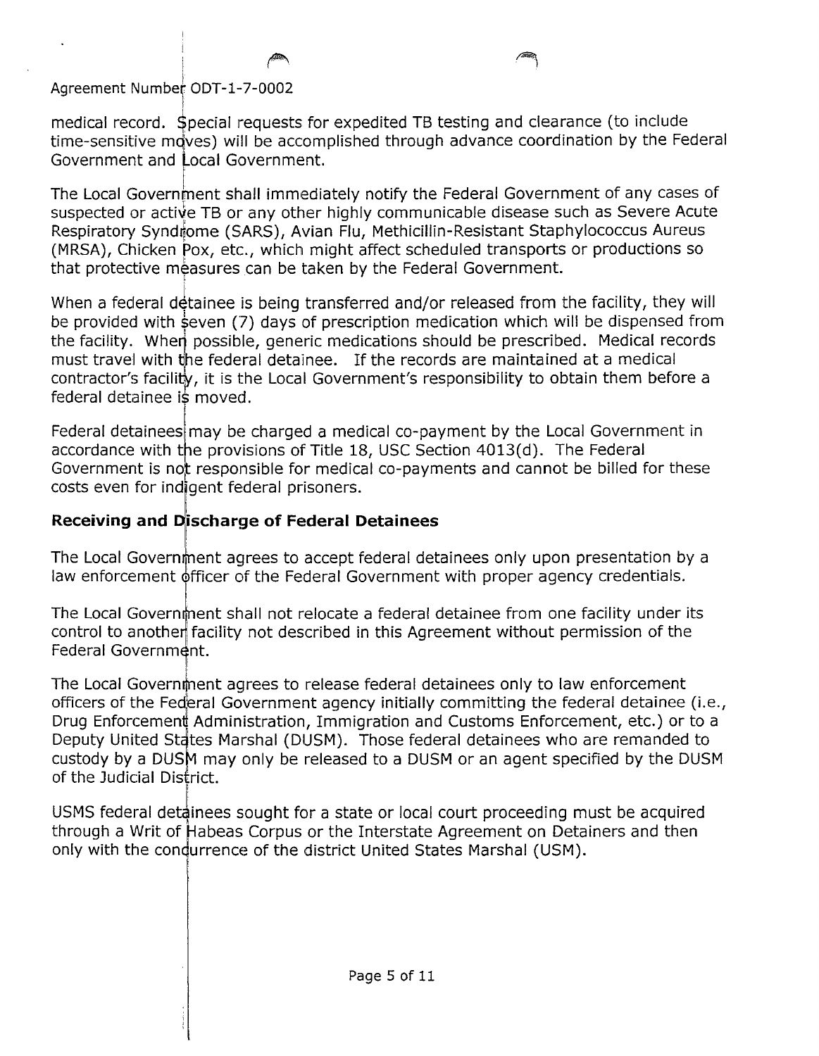Agreement Number ODT-1-7-0002

medical record. Special requests for expedited TB testing and clearance (to include time-sensitive moves) will be accomplished through advance coordination by the Federal Government and Local Government.

The Local Government shall immediately notify the Federal Government of any cases of suspected or active TB or any other highly communicable disease such as Severe Acute Respiratory Syndrome (SARS), Avian Flu, Methicillin-Resistant Staphylococcus Aureus (MRSA), Chicken Pox, etc., which might affect scheduled transports or productions so that protective measures can be taken by the Federal Government.

When a federal detainee is being transferred and/or released from the facility, they will be provided with seven (7) days of prescription medication which will be dispensed from the facility. When possible, generic medications should be prescribed. Medical records must travel with the federal detainee. If the records are maintained at a medical contractor's facility, it is the Local Government's responsibility to obtain them before a federal detainee is moved.

Federal detainees may be charged a medical co-payment by the Local Government in accordance with the provisions of Title 18, USC Section 4013(d). The Federal Government is not responsible for medical co-payments and cannot be billed for these costs even for indigent federal prisoners.

## Receiving and Discharge of Federal Detainees

The Local Government agrees to accept federal detainees only upon presentation by a law enforcement officer of the Federal Government with proper agency credentials.

The Local Government shall not relocate a federal detainee from one facility under its control to another facility not described in this Agreement without permission of the Federal Government.

The Local Government agrees to release federal detainees only to law enforcement officers of the Federal Government agency initially committing the federal detainee (i.e., Drug Enforcement Administration, Immigration and Customs Enforcement, etc.) or to a Deputy United States Marshal (DUSM). Those federal detainees who are remanded to custody by a DUSM may only be released to a DUSM or an agent specified by the DUSM of the Judicial District.

USMS federal detainees sought for a state or local court proceeding must be acquired through a Writ of Habeas Corpus or the Interstate Agreement on Detainers and then only with the concurrence of the district United States Marshal (USM).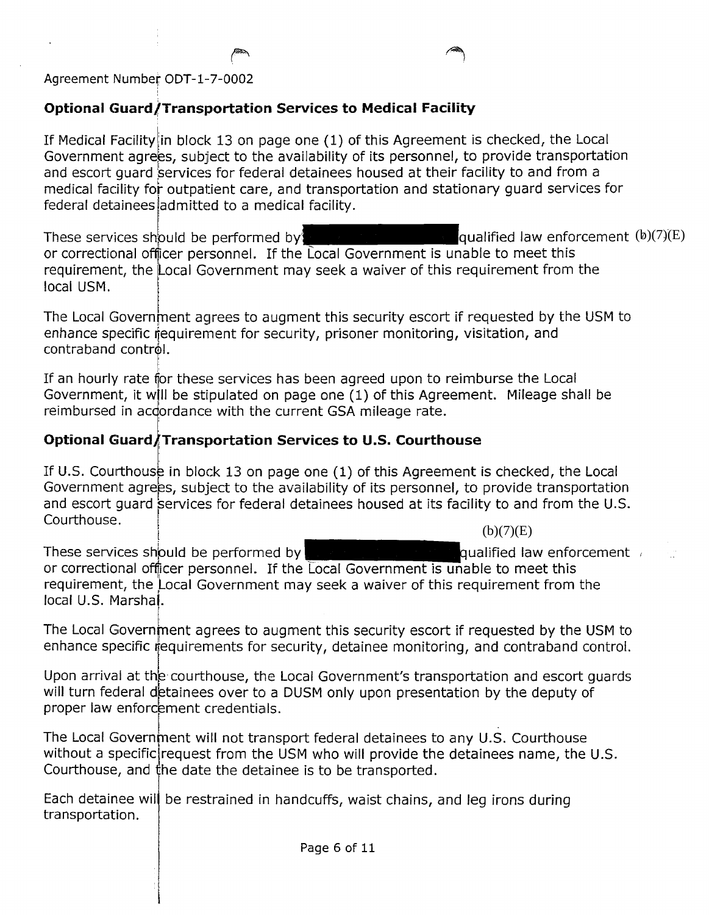Agreement Number ODT-1-7-0002

**Optional Guard/Transportation Services to Medical Facility**

If Medical Facility in block 13 on page one (1) of this Agreement is checked, the Local Government agrees, subject to the availability of its personnel, to provide transportation and escort guard services for federal detainees housed at their facility to and from a medical facility for outpatient care, and transportation and stationary guard services for federal detainees admitted to a medical facility.

These services should be performed by [redacted] qualified law enforcement (b)(7)(E) or correctional officer personnel. If the Local Government is unable to meet this requirement, the Local Government may seek a waiver of this requirement from the local USM.

The Local Government agrees to augment this security escort if requested by the USM to enhance specific requirement for security, prisoner monitoring, visitation, and contraband control.

If an hourly rate for these services has been agreed upon to reimburse the Local Government, it will be stipulated on page one (1) of this Agreement. Mileage shall be reimbursed in accordance with the current GSA mileage rate.

**Optional Guard/Transportation Services to U.S. Courthouse**

If U.S. Courthouse in block 13 on page one (1) of this Agreement is checked, the Local Government agrees, subject to the availability of its personnel, to provide transportation and escort guard services for federal detainees housed at its facility to and from the U.S. Courthouse.

(b)(7)(E)

These services should be performed by [redacted] qualified law enforcement or correctional officer personnel. If the Local Government is unable to meet this requirement, the Local Government may seek a waiver of this requirement from the local U.S. Marshal.

The Local Government agrees to augment this security escort if requested by the USM to enhance specific requirements for security, detainee monitoring, and contraband control.

Upon arrival at the courthouse, the Local Government's transportation and escort guards will turn federal detainees over to a DUSM only upon presentation by the deputy of proper law enforcement credentials.

The Local Government will not transport federal detainees to any U.S. Courthouse without a specific request from the USM who will provide the detainees name, the U.S. Courthouse, and the date the detainee is to be transported.

Each detainee will be restrained in handcuffs, waist chains, and leg irons during transportation.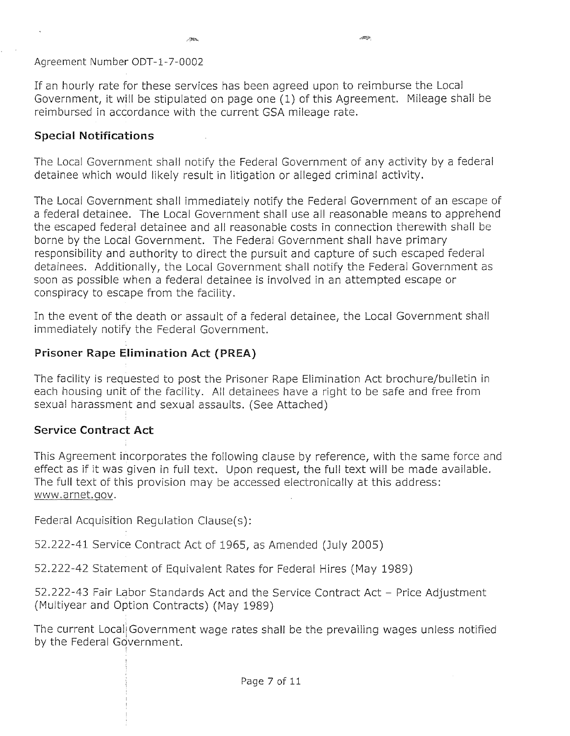Agreement Number ODT-1-7-0002

If an hourly rate for these services has been agreed upon to reimburse the Local Government, it will be stipulated on page one (1) of this Agreement. Mileage shall be reimbursed in accordance with the current GSA mileage rate.

## Special Notifications

The Local Government shall notify the Federal Government of any activity by a federal detainee which would likely result in litigation or alleged criminal activity.

The Local Government shall immediately notify the Federal Government of an escape of a federal detainee. The Local Government shall use all reasonable means to apprehend the escaped federal detainee and all reasonable costs in connection therewith shall be borne by the Local Government. The Federal Government shall have primary responsibility and authority to direct the pursuit and capture of such escaped federal detainees. Additionally, the Local Government shall notify the Federal Government as soon as possible when a federal detainee is involved in an attempted escape or conspiracy to escape from the facility.

In the event of the death or assault of a federal detainee, the Local Government shall immediately notify the Federal Government.

## Prisoner Rape Elimination Act (PREA)

The facility is requested to post the Prisoner Rape Elimination Act brochure/bulletin in each housing unit of the facility. All detainees have a right to be safe and free from sexual harassment and sexual assaults. (See Attached)

## Service Contract Act

This Agreement incorporates the following clause by reference, with the same force and effect as if it was given in full text. Upon request, the full text will be made available. The full text of this provision may be accessed electronically at this address: www.arnet.gov.

Federal Acquisition Regulation Clause(s):

52.222-41 Service Contract Act of 1965, as Amended (July 2005)

52.222-42 Statement of Equivalent Rates for Federal Hires (May 1989)

52.222-43 Fair Labor Standards Act and the Service Contract Act – Price Adjustment (Multiyear and Option Contracts) (May 1989)

The current Local Government wage rates shall be the prevailing wages unless notified by the Federal Government.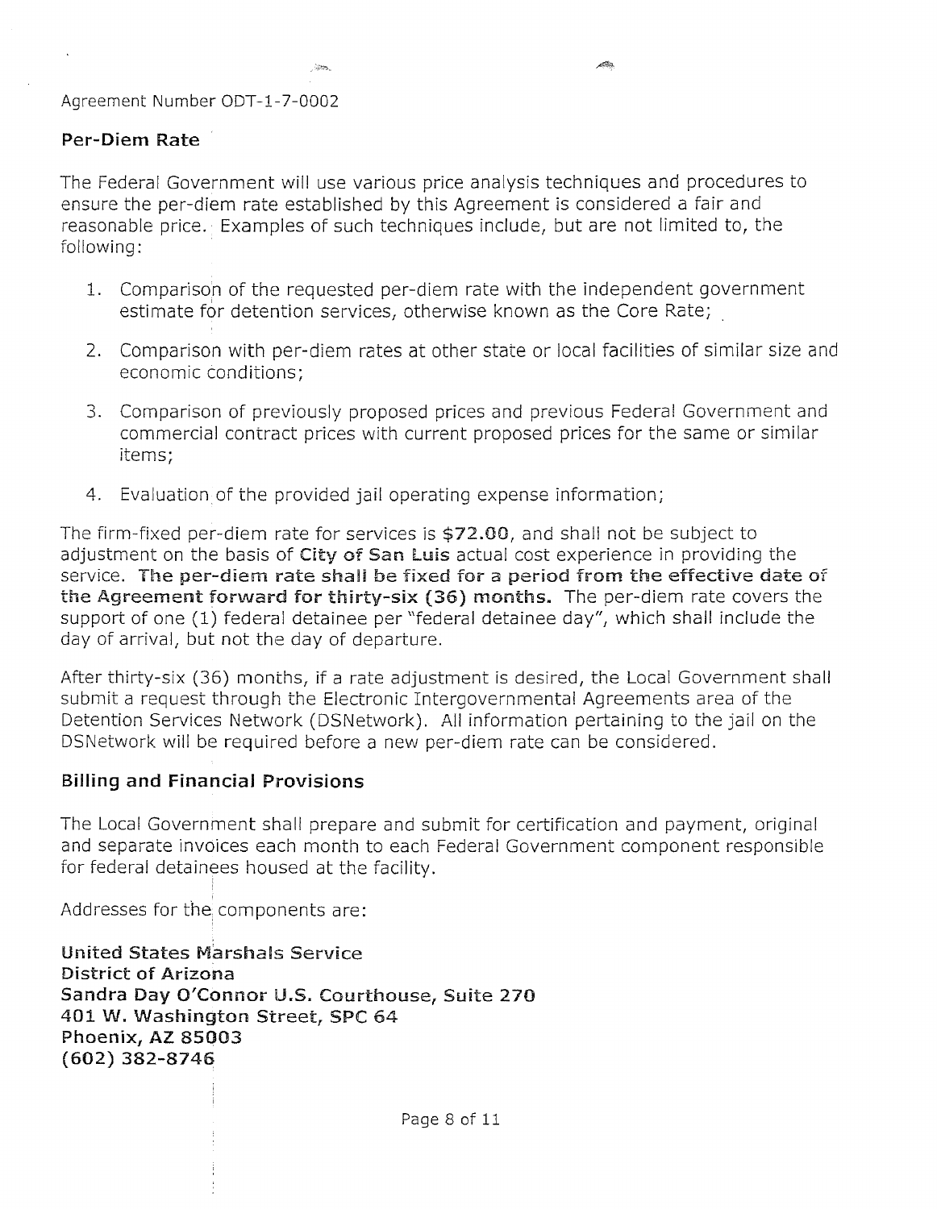Agreement Number ODT-1-7-0002

## Per-Diem Rate

The Federal Government will use various price analysis techniques and procedures to ensure the per-diem rate established by this Agreement is considered a fair and reasonable price. Examples of such techniques include, but are not limited to, the following:

1. Comparison of the requested per-diem rate with the independent government estimate for detention services, otherwise known as the Core Rate;
2. Comparison with per-diem rates at other state or local facilities of similar size and economic conditions;
3. Comparison of previously proposed prices and previous Federal Government and commercial contract prices with current proposed prices for the same or similar items;
4. Evaluation of the provided jail operating expense information;

The firm-fixed per-diem rate for services is **$72.00**, and shall not be subject to adjustment on the basis of **City of San Luis** actual cost experience in providing the service. **The per-diem rate shall be fixed for a period from the effective date of the Agreement forward for thirty-six (36) months.** The per-diem rate covers the support of one (1) federal detainee per "federal detainee day", which shall include the day of arrival, but not the day of departure.

After thirty-six (36) months, if a rate adjustment is desired, the Local Government shall submit a request through the Electronic Intergovernmental Agreements area of the Detention Services Network (DSNetwork). All information pertaining to the jail on the DSNetwork will be required before a new per-diem rate can be considered.

## Billing and Financial Provisions

The Local Government shall prepare and submit for certification and payment, original and separate invoices each month to each Federal Government component responsible for federal detainees housed at the facility.

Addresses for the components are:

**United States Marshals Service**
**District of Arizona**
**Sandra Day O'Connor U.S. Courthouse, Suite 270**
**401 W. Washington Street, SPC 64**
**Phoenix, AZ 85003**
**(602) 382-8746**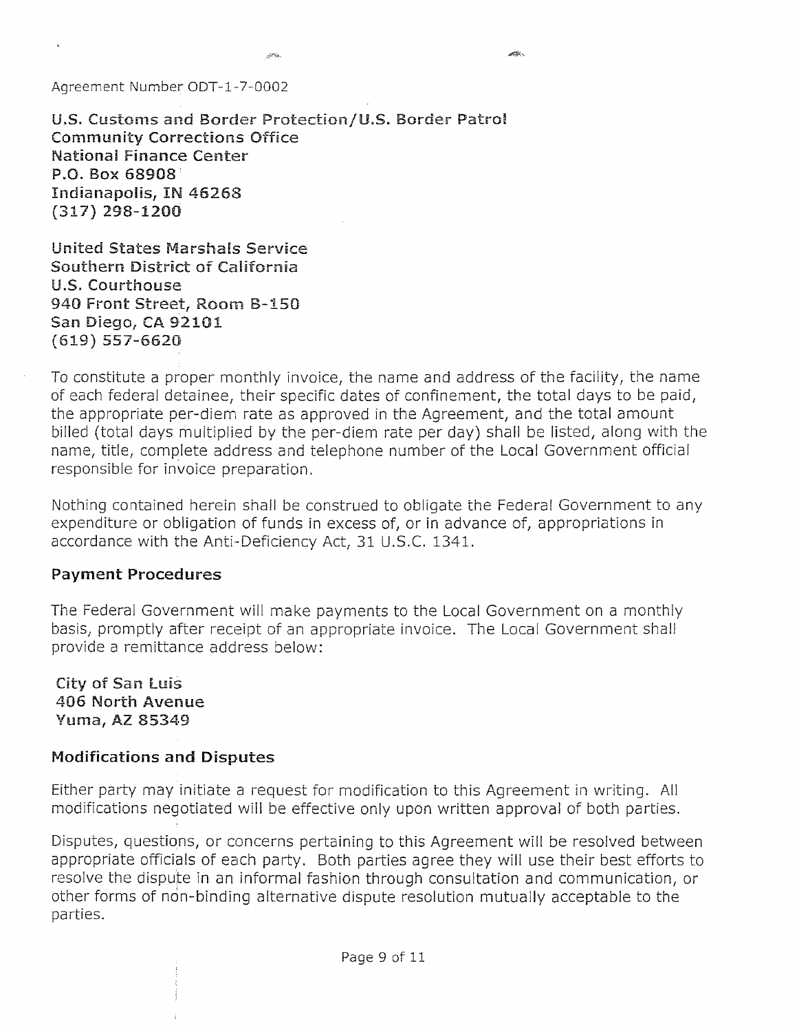Agreement Number ODT-1-7-0002

**U.S. Customs and Border Protection/U.S. Border Patrol**
**Community Corrections Office**
**National Finance Center**
**P.O. Box 68908**
**Indianapolis, IN 46268**
**(317) 298-1200**

**United States Marshals Service**
**Southern District of California**
**U.S. Courthouse**
**940 Front Street, Room B-150**
**San Diego, CA 92101**
**(619) 557-6620**

To constitute a proper monthly invoice, the name and address of the facility, the name of each federal detainee, their specific dates of confinement, the total days to be paid, the appropriate per-diem rate as approved in the Agreement, and the total amount billed (total days multiplied by the per-diem rate per day) shall be listed, along with the name, title, complete address and telephone number of the Local Government official responsible for invoice preparation.

Nothing contained herein shall be construed to obligate the Federal Government to any expenditure or obligation of funds in excess of, or in advance of, appropriations in accordance with the Anti-Deficiency Act, 31 U.S.C. 1341.

## Payment Procedures

The Federal Government will make payments to the Local Government on a monthly basis, promptly after receipt of an appropriate invoice. The Local Government shall provide a remittance address below:

**City of San Luis**
**406 North Avenue**
**Yuma, AZ 85349**

## Modifications and Disputes

Either party may initiate a request for modification to this Agreement in writing. All modifications negotiated will be effective only upon written approval of both parties.

Disputes, questions, or concerns pertaining to this Agreement will be resolved between appropriate officials of each party. Both parties agree they will use their best efforts to resolve the dispute in an informal fashion through consultation and communication, or other forms of non-binding alternative dispute resolution mutually acceptable to the parties.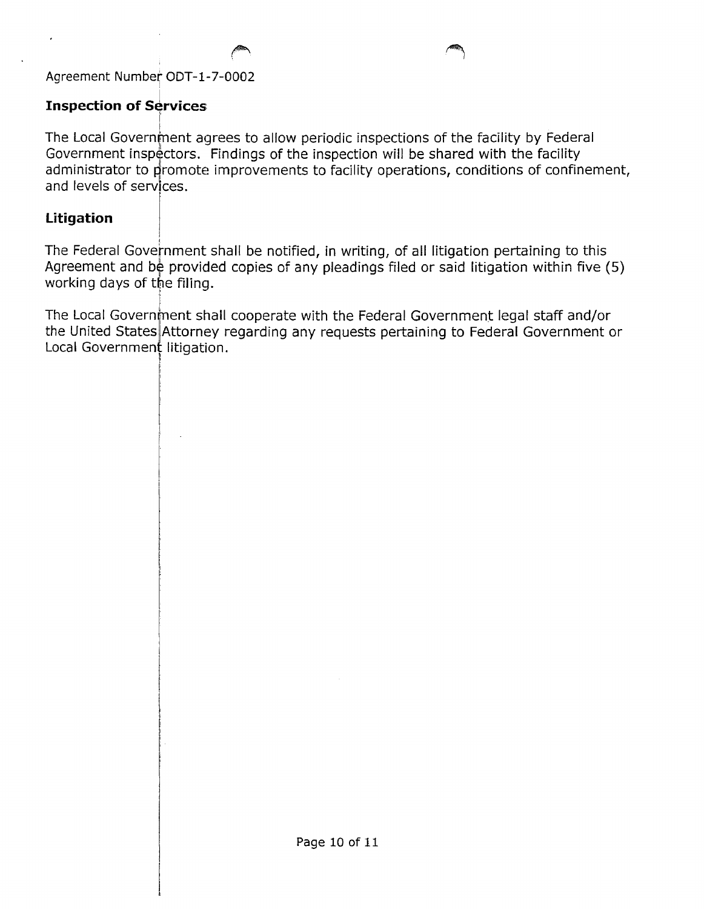Agreement Number ODT-1-7-0002

## Inspection of Services

The Local Government agrees to allow periodic inspections of the facility by Federal Government inspectors. Findings of the inspection will be shared with the facility administrator to promote improvements to facility operations, conditions of confinement, and levels of services.

## Litigation

The Federal Government shall be notified, in writing, of all litigation pertaining to this Agreement and be provided copies of any pleadings filed or said litigation within five (5) working days of the filing.

The Local Government shall cooperate with the Federal Government legal staff and/or the United States Attorney regarding any requests pertaining to Federal Government or Local Government litigation.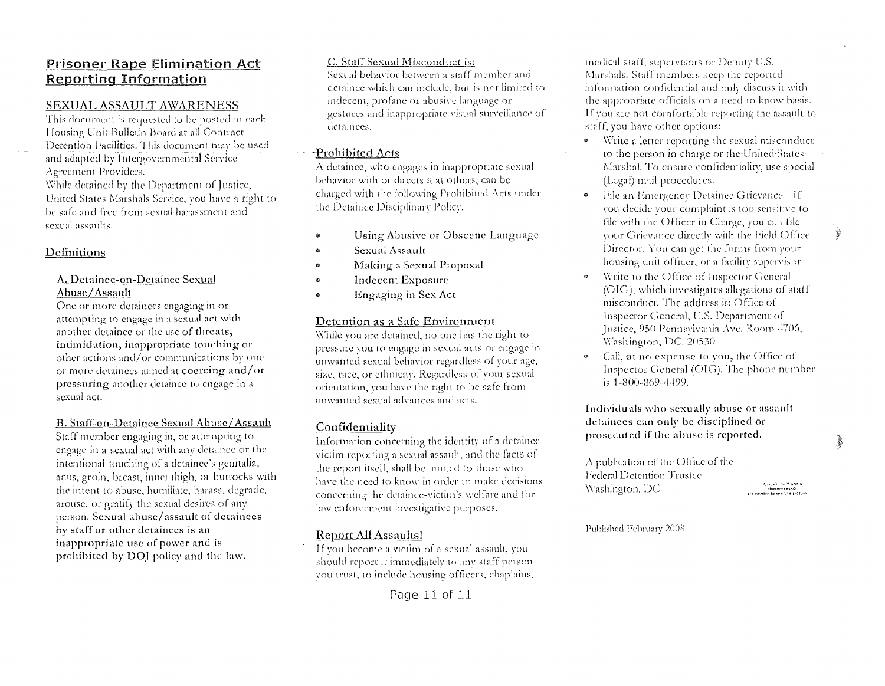## Prisoner Rape Elimination Act Reporting Information

### SEXUAL ASSAULT AWARENESS

This document is requested to be posted in each Housing Unit Bulletin Board at all Contract Detention Facilities. This document may be used and adapted by Intergovernmental Service Agreement Providers.

While detained by the Department of Justice, United States Marshals Service, you have a right to be safe and free from sexual harassment and sexual assaults.

### Definitions

#### A. Detainee-on-Detainee Sexual Abuse/Assault

One or more detainees engaging in or attempting to engage in a sexual act with another detainee or the use of **threats, intimidation, inappropriate touching** or other actions and/or communications by one or more detainees aimed at **coercing and/or pressuring** another detainee to engage in a sexual act.

#### B. Staff-on-Detainee Sexual Abuse/Assault

Staff member engaging in, or attempting to engage in a sexual act with any detainee or the intentional touching of a detainee's genitalia, anus, groin, breast, inner thigh, or buttocks with the intent to abuse, humiliate, harass, degrade, arouse, or gratify the sexual desires of any person. **Sexual abuse/assault of detainees by staff or other detainees is an inappropriate use of power and is prohibited by DOJ policy and the law.**

#### C. Staff Sexual Misconduct is:

Sexual behavior between a staff member and detainee which can include, but is not limited to indecent, profane or abusive language or gestures and inappropriate visual surveillance of detainees.

### Prohibited Acts

A detainee, who engages in inappropriate sexual behavior with or directs it at others, can be charged with the following Prohibited Acts under the Detainee Disciplinary Policy.

- Using Abusive or Obscene Language
- Sexual Assault
- Making a Sexual Proposal
- Indecent Exposure
- Engaging in Sex Act

### Detention as a Safe Environment

While you are detained, no one has the right to pressure you to engage in sexual acts or engage in unwanted sexual behavior regardless of your age, size, race, or ethnicity. Regardless of your sexual orientation, you have the right to be safe from unwanted sexual advances and acts.

### Confidentiality

Information concerning the identity of a detainee victim reporting a sexual assault, and the facts of the report itself, shall be limited to those who have the need to know in order to make decisions concerning the detainee-victim's welfare and for law enforcement investigative purposes.

### Report All Assaults!

If you become a victim of a sexual assault, you should report it immediately to any staff person you trust, to include housing officers, chaplains, medical staff, supervisors or Deputy U.S. Marshals. Staff members keep the reported information confidential and only discuss it with the appropriate officials on a need to know basis. If you are not comfortable reporting the assault to staff, you have other options:

- Write a letter reporting the sexual misconduct to the person in charge or the United States Marshal. To ensure confidentiality, use special (Legal) mail procedures.
- File an Emergency Detainee Grievance - If you decide your complaint is too sensitive to file with the Officer in Charge, you can file your Grievance directly with the Field Office Director. You can get the forms from your housing unit officer, or a facility supervisor.
- Write to the Office of Inspector General (OIG), which investigates allegations of staff misconduct. The address is: Office of Inspector General, U.S. Department of Justice, 950 Pennsylvania Ave. Room 4706, Washington, DC 20530
- Call, at no expense to you, the Office of Inspector General (OIG). The phone number is 1-800-869-4499.

**Individuals who sexually abuse or assault detainees can only be disciplined or prosecuted if the abuse is reported.**

A publication of the Office of the Federal Detention Trustee
Washington, DC

Published February 2008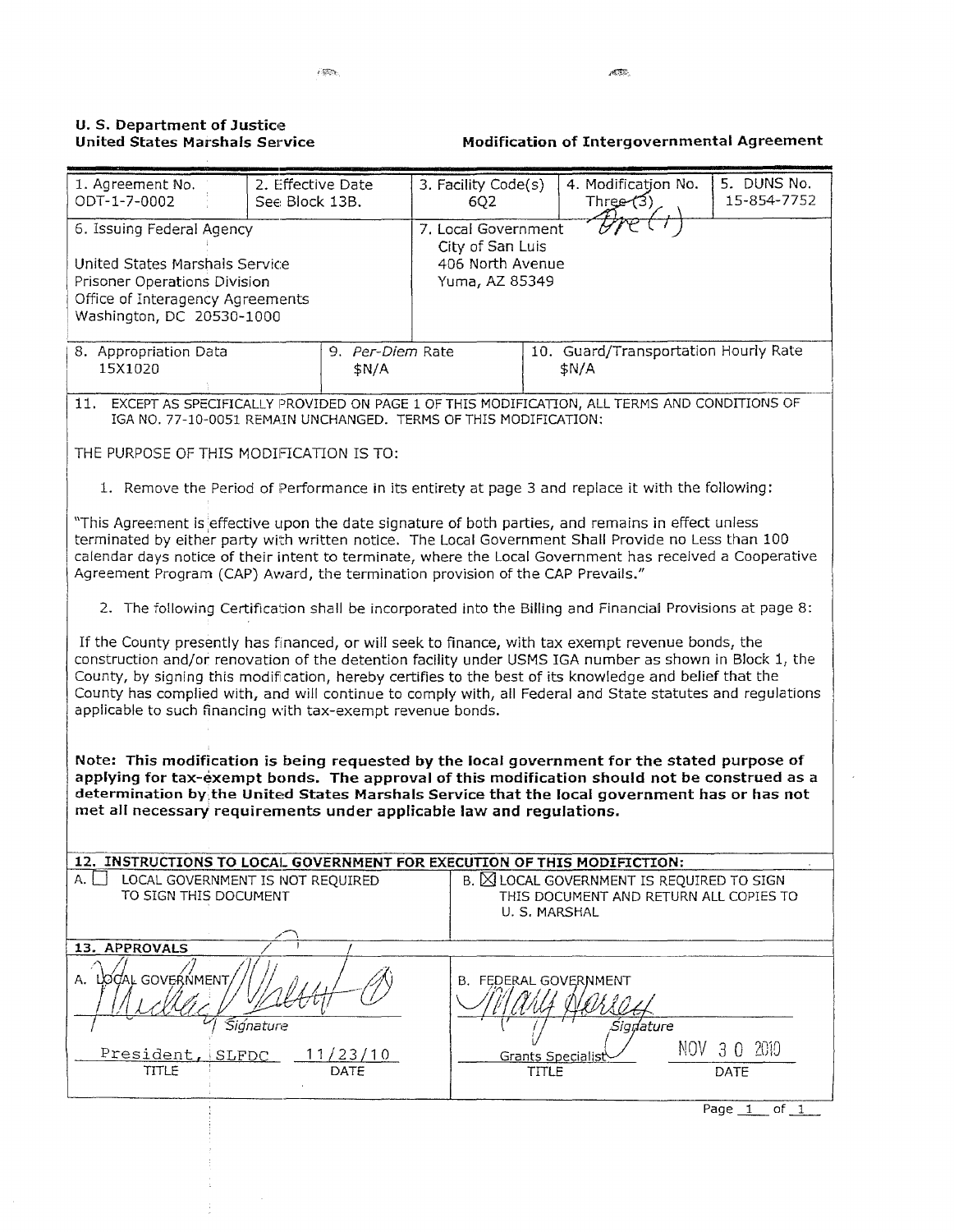**U. S. Department of Justice**
**United States Marshals Service**

**Modification of Intergovernmental Agreement**

| 1. Agreement No. ODT-1-7-0002 | 2. Effective Date See Block 13B. | 3. Facility Code(s) 6Q2 | 4. Modification No. ~~Three (3)~~ One (1) | 5. DUNS No. 15-854-7752 |
|---|---|---|---|---|

| 6. Issuing Federal Agency | 7. Local Government |
|---|---|
| United States Marshals Service<br>Prisoner Operations Division<br>Office of Interagency Agreements<br>Washington, DC 20530-1000 | City of San Luis<br>406 North Avenue<br>Yuma, AZ 85349 |

| 8. Appropriation Data | 9. *Per-Diem* Rate | 10. Guard/Transportation Hourly Rate |
|---|---|---|
| 15X1020 | $N/A | $N/A |

11. EXCEPT AS SPECIFICALLY PROVIDED ON PAGE 1 OF THIS MODIFICATION, ALL TERMS AND CONDITIONS OF IGA NO. 77-10-0051 REMAIN UNCHANGED. TERMS OF THIS MODIFICATION:

THE PURPOSE OF THIS MODIFICATION IS TO:

1. Remove the Period of Performance in its entirety at page 3 and replace it with the following:

"This Agreement is effective upon the date signature of both parties, and remains in effect unless terminated by either party with written notice. The Local Government Shall Provide no Less than 100 calendar days notice of their intent to terminate, where the Local Government has received a Cooperative Agreement Program (CAP) Award, the termination provision of the CAP Prevails."

2. The following Certification shall be incorporated into the Billing and Financial Provisions at page 8:

If the County presently has financed, or will seek to finance, with tax exempt revenue bonds, the construction and/or renovation of the detention facility under USMS IGA number as shown in Block 1, the County, by signing this modification, hereby certifies to the best of its knowledge and belief that the County has complied with, and will continue to comply with, all Federal and State statutes and regulations applicable to such financing with tax-exempt revenue bonds.

**Note: This modification is being requested by the local government for the stated purpose of applying for tax-exempt bonds. The approval of this modification should not be construed as a determination by the United States Marshals Service that the local government has or has not met all necessary requirements under applicable law and regulations.**

**12. INSTRUCTIONS TO LOCAL GOVERNMENT FOR EXECUTION OF THIS MODIFICTION:**

| A. ☐ LOCAL GOVERNMENT IS NOT REQUIRED TO SIGN THIS DOCUMENT | B. ☒ LOCAL GOVERNMENT IS REQUIRED TO SIGN THIS DOCUMENT AND RETURN ALL COPIES TO U. S. MARSHAL |
|---|---|

**13. APPROVALS**

| A. LOCAL GOVERNMENT | | B. FEDERAL GOVERNMENT | |
|---|---|---|---|
| *[signature]* Signature | | *[signature]* Signature | |
| President, SLFDC | 11/23/10 | Grants Specialist | NOV 30 2010 |
| TITLE | DATE | TITLE | DATE |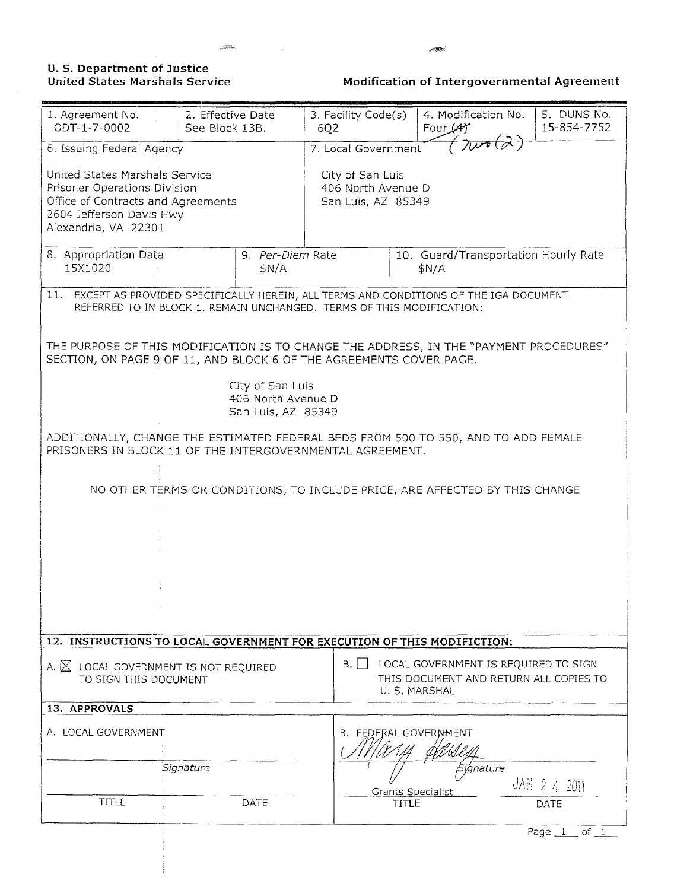**U. S. Department of Justice**
**United States Marshals Service**

**Modification of Intergovernmental Agreement**

| 1. Agreement No. | 2. Effective Date | 3. Facility Code(s) | 4. Modification No. | 5. DUNS No. |
|---|---|---|---|---|
| ODT-1-7-0002 | See Block 13B. | 6Q2 | Four ~~(4)~~ Two (2) | 15-854-7752 |

| 6. Issuing Federal Agency | 7. Local Government |
|---|---|
| United States Marshals Service<br>Prisoner Operations Division<br>Office of Contracts and Agreements<br>2604 Jefferson Davis Hwy<br>Alexandria, VA 22301 | City of San Luis<br>406 North Avenue D<br>San Luis, AZ 85349 |

| 8. Appropriation Data | 9. *Per-Diem* Rate | 10. Guard/Transportation Hourly Rate |
|---|---|---|
| 15X1020 | $N/A | $N/A |

11. EXCEPT AS PROVIDED SPECIFICALLY HEREIN, ALL TERMS AND CONDITIONS OF THE IGA DOCUMENT REFERRED TO IN BLOCK 1, REMAIN UNCHANGED. TERMS OF THIS MODIFICATION:

THE PURPOSE OF THIS MODIFICATION IS TO CHANGE THE ADDRESS, IN THE "PAYMENT PROCEDURES" SECTION, ON PAGE 9 OF 11, AND BLOCK 6 OF THE AGREEMENTS COVER PAGE.

City of San Luis
406 North Avenue D
San Luis, AZ 85349

ADDITIONALLY, CHANGE THE ESTIMATED FEDERAL BEDS FROM 500 TO 550, AND TO ADD FEMALE PRISONERS IN BLOCK 11 OF THE INTERGOVERNMENTAL AGREEMENT.

NO OTHER TERMS OR CONDITIONS, TO INCLUDE PRICE, ARE AFFECTED BY THIS CHANGE

**12. INSTRUCTIONS TO LOCAL GOVERNMENT FOR EXECUTION OF THIS MODIFICTION:**

| A. ☒ LOCAL GOVERNMENT IS NOT REQUIRED TO SIGN THIS DOCUMENT | B. ☐ LOCAL GOVERNMENT IS REQUIRED TO SIGN THIS DOCUMENT AND RETURN ALL COPIES TO U. S. MARSHAL |
|---|---|

**13. APPROVALS**

| A. LOCAL GOVERNMENT | | B. FEDERAL GOVERNMENT | |
|---|---|---|---|
| Signature | | *Mary Dessey* Signature | |
| TITLE | DATE | Grants Specialist<br>TITLE | JAN 24 2011<br>DATE |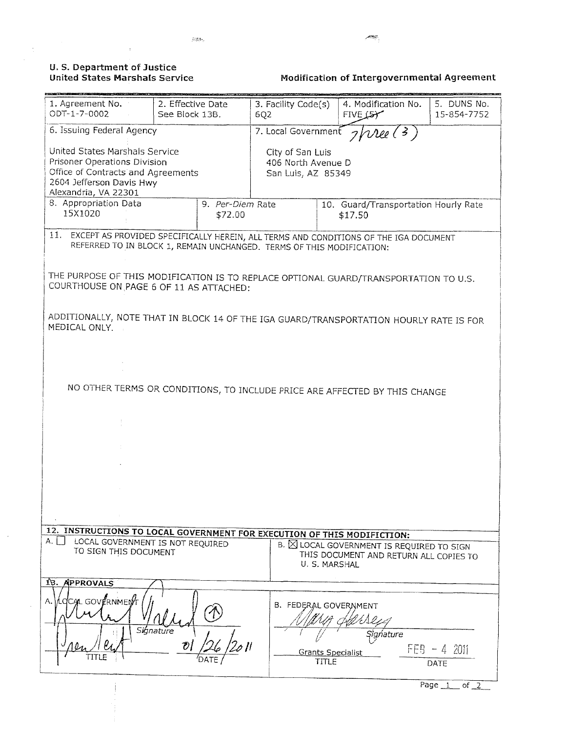**U. S. Department of Justice**
**United States Marshals Service**

**Modification of Intergovernmental Agreement**

| 1. Agreement No. ODT-1-7-0002 | 2. Effective Date See Block 13B. | 3. Facility Code(s) 6Q2 | 4. Modification No. ~~FIVE (5)~~ Three (3) | 5. DUNS No. 15-854-7752 |
|---|---|---|---|---|

| 6. Issuing Federal Agency | 7. Local Government |
|---|---|
| United States Marshals Service<br>Prisoner Operations Division<br>Office of Contracts and Agreements<br>2604 Jefferson Davis Hwy<br>Alexandria, VA 22301 | City of San Luis<br>406 North Avenue D<br>San Luis, AZ 85349 |

| 8. Appropriation Data | 9. Per-Diem Rate | 10. Guard/Transportation Hourly Rate |
|---|---|---|
| 15X1020 | $72.00 | $17.50 |

11. EXCEPT AS PROVIDED SPECIFICALLY HEREIN, ALL TERMS AND CONDITIONS OF THE IGA DOCUMENT REFERRED TO IN BLOCK 1, REMAIN UNCHANGED. TERMS OF THIS MODIFICATION:

THE PURPOSE OF THIS MODIFICATION IS TO REPLACE OPTIONAL GUARD/TRANSPORTATION TO U.S. COURTHOUSE ON PAGE 6 OF 11 AS ATTACHED:

ADDITIONALLY, NOTE THAT IN BLOCK 14 OF THE IGA GUARD/TRANSPORTATION HOURLY RATE IS FOR MEDICAL ONLY.

NO OTHER TERMS OR CONDITIONS, TO INCLUDE PRICE ARE AFFECTED BY THIS CHANGE

**12. INSTRUCTIONS TO LOCAL GOVERNMENT FOR EXECUTION OF THIS MODIFICTION:**

A. ☐ LOCAL GOVERNMENT IS NOT REQUIRED TO SIGN THIS DOCUMENT

B. ☒ LOCAL GOVERNMENT IS REQUIRED TO SIGN THIS DOCUMENT AND RETURN ALL COPIES TO U. S. MARSHAL

**13. APPROVALS**

| A. LOCAL GOVERNMENT | B. FEDERAL GOVERNMENT |
|---|---|
| [Signature] | [Signature] |
| Signature | Signature |
| President — 01/26/2011 | Grants Specialist — FEB - 4 2011 |
| TITLE — DATE | TITLE — DATE |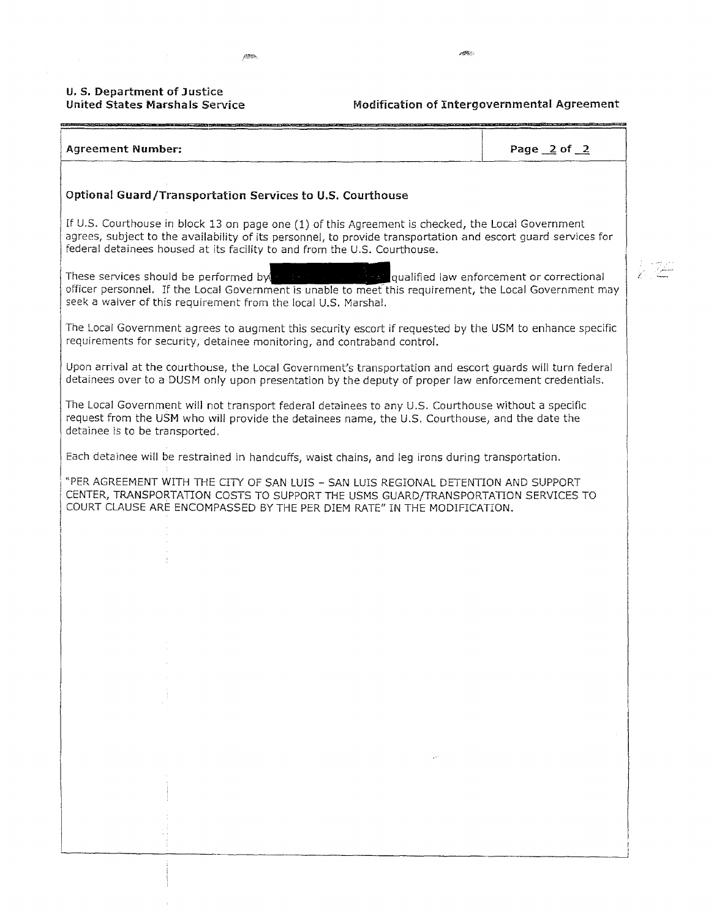**U. S. Department of Justice**
**United States Marshals Service**

**Modification of Intergovernmental Agreement**

| **Agreement Number:** | **Page 2 of 2** |
|---|---|

### Optional Guard/Transportation Services to U.S. Courthouse

If U.S. Courthouse in block 13 on page one (1) of this Agreement is checked, the Local Government agrees, subject to the availability of its personnel, to provide transportation and escort guard services for federal detainees housed at its facility to and from the U.S. Courthouse.

These services should be performed by [REDACTED] qualified law enforcement or correctional officer personnel. If the Local Government is unable to meet this requirement, the Local Government may seek a waiver of this requirement from the local U.S. Marshal.

The Local Government agrees to augment this security escort if requested by the USM to enhance specific requirements for security, detainee monitoring, and contraband control.

Upon arrival at the courthouse, the Local Government's transportation and escort guards will turn federal detainees over to a DUSM only upon presentation by the deputy of proper law enforcement credentials.

The Local Government will not transport federal detainees to any U.S. Courthouse without a specific request from the USM who will provide the detainees name, the U.S. Courthouse, and the date the detainee is to be transported.

Each detainee will be restrained in handcuffs, waist chains, and leg irons during transportation.

"PER AGREEMENT WITH THE CITY OF SAN LUIS – SAN LUIS REGIONAL DETENTION AND SUPPORT CENTER, TRANSPORTATION COSTS TO SUPPORT THE USMS GUARD/TRANSPORTATION SERVICES TO COURT CLAUSE ARE ENCOMPASSED BY THE PER DIEM RATE" IN THE MODIFICATION.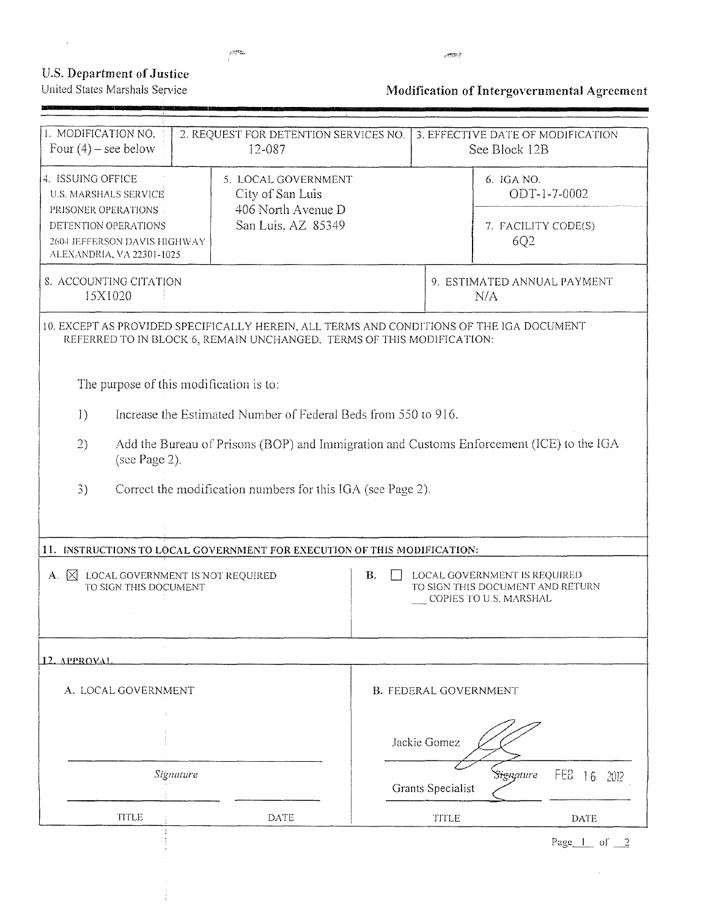**U.S. Department of Justice**
United States Marshals Service

**Modification of Intergovernmental Agreement**

| 1. MODIFICATION NO. | 2. REQUEST FOR DETENTION SERVICES NO. | 3. EFFECTIVE DATE OF MODIFICATION |
|---|---|---|
| Four (4) – see below | 12-087 | See Block 12B |

| 4. ISSUING OFFICE | 5. LOCAL GOVERNMENT | 6. IGA NO. |
|---|---|---|
| U.S. MARSHALS SERVICE<br>PRISONER OPERATIONS<br>DETENTION OPERATIONS<br>2604 JEFFERSON DAVIS HIGHWAY<br>ALEXANDRIA, VA 22301-1025 | City of San Luis<br>406 North Avenue D<br>San Luis, AZ 85349 | ODT-1-7-0002<br><br>7. FACILITY CODE(S)<br>6Q2 |

| 8. ACCOUNTING CITATION | 9. ESTIMATED ANNUAL PAYMENT |
|---|---|
| 15X1020 | N/A |

10. EXCEPT AS PROVIDED SPECIFICALLY HEREIN, ALL TERMS AND CONDITIONS OF THE IGA DOCUMENT REFERRED TO IN BLOCK 6, REMAIN UNCHANGED. TERMS OF THIS MODIFICATION:

The purpose of this modification is to:

1) Increase the Estimated Number of Federal Beds from 550 to 916.

2) Add the Bureau of Prisons (BOP) and Immigration and Customs Enforcement (ICE) to the IGA (see Page 2).

3) Correct the modification numbers for this IGA (see Page 2).

**11. INSTRUCTIONS TO LOCAL GOVERNMENT FOR EXECUTION OF THIS MODIFICATION:**

| A. ☒ LOCAL GOVERNMENT IS NOT REQUIRED TO SIGN THIS DOCUMENT | B. ☐ LOCAL GOVERNMENT IS REQUIRED TO SIGN THIS DOCUMENT AND RETURN ___ COPIES TO U.S. MARSHAL |
|---|---|

**12. APPROVAL**

| A. LOCAL GOVERNMENT | | B. FEDERAL GOVERNMENT | |
|---|---|---|---|
| | | Jackie Gomez | |
| *Signature* | | *Signature* | FEB 16 2012 |
| | | Grants Specialist | |
| TITLE | DATE | TITLE | DATE |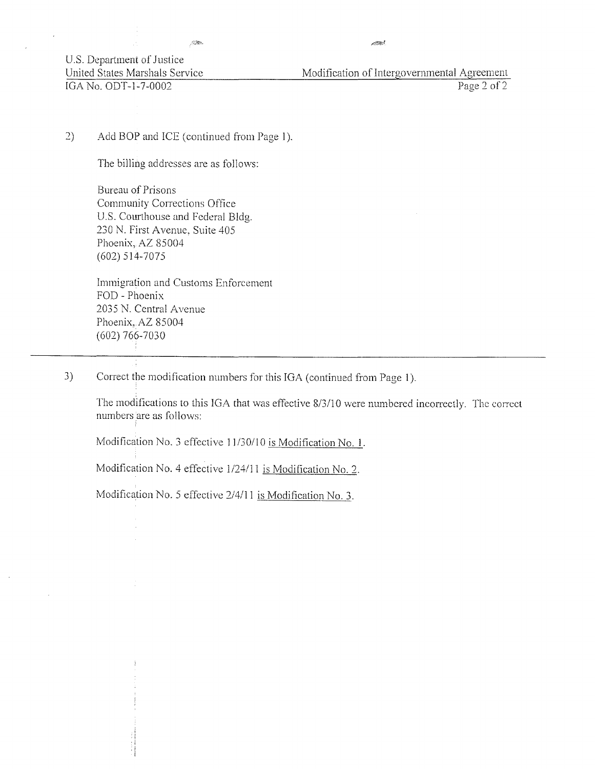2) Add BOP and ICE (continued from Page 1).

The billing addresses are as follows:

Bureau of Prisons
Community Corrections Office
U.S. Courthouse and Federal Bldg.
230 N. First Avenue, Suite 405
Phoenix, AZ 85004
(602) 514-7075

Immigration and Customs Enforcement
FOD - Phoenix
2035 N. Central Avenue
Phoenix, AZ 85004
(602) 766-7030

---

3) Correct the modification numbers for this IGA (continued from Page 1).

The modifications to this IGA that was effective 8/3/10 were numbered incorrectly. The correct numbers are as follows:

Modification No. 3 effective 11/30/10 is Modification No. 1.

Modification No. 4 effective 1/24/11 is Modification No. 2.

Modification No. 5 effective 2/4/11 is Modification No. 3.